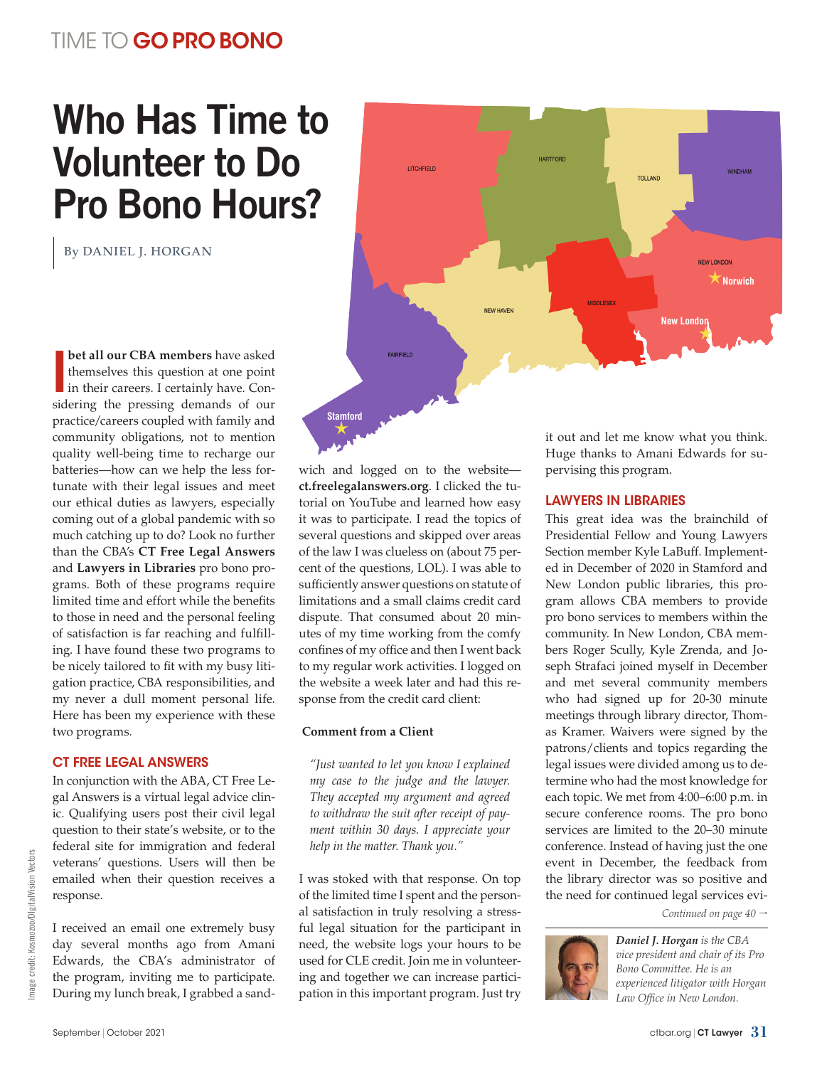TIME TO **GO PRO BONO**

# Who Has Time to Volunteer to Do Pro Bono Hours?

By DANIEL J. HORGAN

I **bet all our CBA members** have asked themselves this question at one point in their careers. I certainly have. Considering the pressing demands of our practice/careers coupled with family and community obligations, not to mention quality well-being time to recharge our batteries—how can we help the less fortunate with their legal issues and meet our ethical duties as lawyers, especially coming out of a global pandemic with so much catching up to do? Look no further than the CBA's **CT Free Legal Answers** and **Lawyers in Libraries** pro bono programs. Both of these programs require limited time and effort while the benefits to those in need and the personal feeling of satisfaction is far reaching and fulfilling. I have found these two programs to be nicely tailored to fit with my busy litigation practice, CBA responsibilities, and my never a dull moment personal life. Here has been my experience with these two programs.

## CT FREE LEGAL ANSWERS

In conjunction with the ABA, CT Free Legal Answers is a virtual legal advice clinic. Qualifying users post their civil legal question to their state's website, or to the federal site for immigration and federal veterans' questions. Users will then be emailed when their question receives a response.

I received an email one extremely busy day several months ago from Amani Edwards, the CBA's administrator of the program, inviting me to participate. During my lunch break, I grabbed a sandwich and logged on to the website—**ct.freelegalanswers.org**. I clicked the tutorial on YouTube and learned how easy it was to participate. I read the topics of several questions and skipped over areas of the law I was clueless on (about 75 percent of the questions, LOL). I was able to sufficiently answer questions on statute of limitations and a small claims credit card dispute. That consumed about 20 minutes of my time working from the comfy confines of my office and then I went back to my regular work activities. I logged on the website a week later and had this response from the credit card client:

**Comment from a Client**

*"Just wanted to let you know I explained my case to the judge and the lawyer. They accepted my argument and agreed to withdraw the suit after receipt of payment within 30 days. I appreciate your help in the matter. Thank you."*

I was stoked with that response. On top of the limited time I spent and the personal satisfaction in truly resolving a stressful legal situation for the participant in need, the website logs your hours to be used for CLE credit. Join me in volunteering and together we can increase participation in this important program. Just try it out and let me know what you think. Huge thanks to Amani Edwards for supervising this program.

## LAWYERS IN LIBRARIES

This great idea was the brainchild of Presidential Fellow and Young Lawyers Section member Kyle LaBuff. Implemented in December of 2020 in Stamford and New London public libraries, this program allows CBA members to provide pro bono services to members within the community. In New London, CBA members Roger Scully, Kyle Zrenda, and Joseph Strafaci joined myself in December and met several community members who had signed up for 20-30 minute meetings through library director, Thomas Kramer. Waivers were signed by the patrons/clients and topics regarding the legal issues were divided among us to determine who had the most knowledge for each topic. We met from 4:00–6:00 p.m. in secure conference rooms. The pro bono services are limited to the 20–30 minute conference. Instead of having just the one event in December, the feedback from the library director was so positive and the need for continued legal services evi-

*Continued on page 40 →*

***Daniel J. Horgan*** *is the CBA vice president and chair of its Pro Bono Committee. He is an experienced litigator with Horgan Law Office in New London.*

Image credit: Kosmozoo/DigitalVision Vectors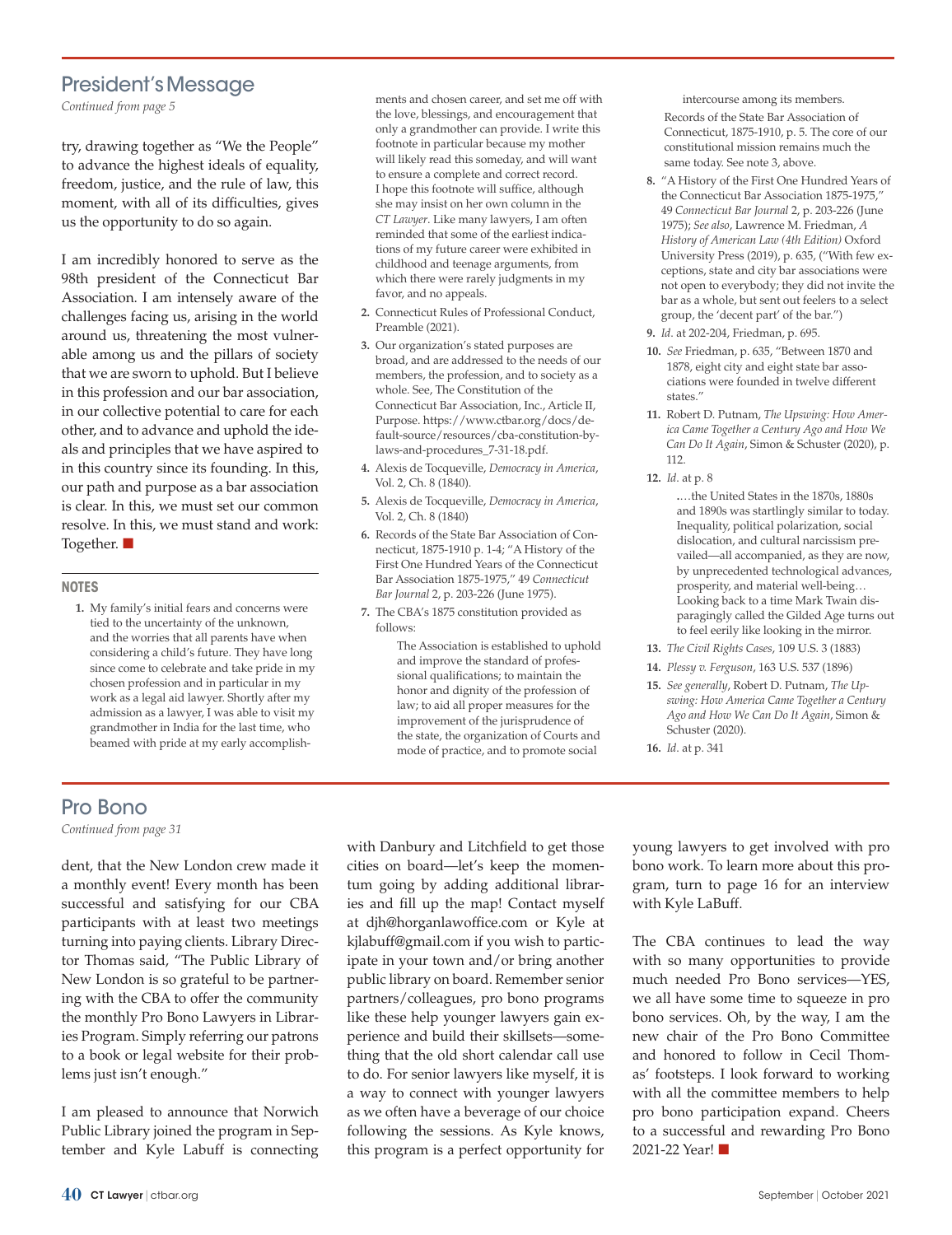## President's Message

*Continued from page 5*

try, drawing together as "We the People" to advance the highest ideals of equality, freedom, justice, and the rule of law, this moment, with all of its difficulties, gives us the opportunity to do so again.

I am incredibly honored to serve as the 98th president of the Connecticut Bar Association. I am intensely aware of the challenges facing us, arising in the world around us, threatening the most vulnerable among us and the pillars of society that we are sworn to uphold. But I believe in this profession and our bar association, in our collective potential to care for each other, and to advance and uphold the ideals and principles that we have aspired to in this country since its founding. In this, our path and purpose as a bar association is clear. In this, we must set our common resolve. In this, we must stand and work: Together. ■

### NOTES

1. My family's initial fears and concerns were tied to the uncertainty of the unknown, and the worries that all parents have when considering a child's future. They have long since come to celebrate and take pride in my chosen profession and in particular in my work as a legal aid lawyer. Shortly after my admission as a lawyer, I was able to visit my grandmother in India for the last time, who beamed with pride at my early accomplishments and chosen career, and set me off with the love, blessings, and encouragement that only a grandmother can provide. I write this footnote in particular because my mother will likely read this someday, and will want to ensure a complete and correct record. I hope this footnote will suffice, although she may insist on her own column in the *CT Lawyer*. Like many lawyers, I am often reminded that some of the earliest indications of my future career were exhibited in childhood and teenage arguments, from which there were rarely judgments in my favor, and no appeals.
2. Connecticut Rules of Professional Conduct, Preamble (2021).
3. Our organization's stated purposes are broad, and are addressed to the needs of our members, the profession, and to society as a whole. See, The Constitution of the Connecticut Bar Association, Inc., Article II, Purpose. https://www.ctbar.org/docs/default-source/resources/cba-constitution-bylaws-and-procedures_7-31-18.pdf.
4. Alexis de Tocqueville, *Democracy in America*, Vol. 2, Ch. 8 (1840).
5. Alexis de Tocqueville, *Democracy in America*, Vol. 2, Ch. 8 (1840)
6. Records of the State Bar Association of Connecticut, 1875-1910 p. 1-4; "A History of the First One Hundred Years of the Connecticut Bar Association 1875-1975," 49 *Connecticut Bar Journal* 2, p. 203-226 (June 1975).
7. The CBA's 1875 constitution provided as follows:

   > The Association is established to uphold and improve the standard of professional qualifications; to maintain the honor and dignity of the profession of law; to aid all proper measures for the improvement of the jurisprudence of the state, the organization of Courts and mode of practice, and to promote social intercourse among its members.

   Records of the State Bar Association of Connecticut, 1875-1910, p. 5. The core of our constitutional mission remains much the same today. See note 3, above.
8. "A History of the First One Hundred Years of the Connecticut Bar Association 1875-1975," 49 *Connecticut Bar Journal* 2, p. 203-226 (June 1975); *See also*, Lawrence M. Friedman, *A History of American Law (4th Edition)* Oxford University Press (2019), p. 635, ("With few exceptions, state and city bar associations were not open to everybody; they did not invite the bar as a whole, but sent out feelers to a select group, the 'decent part' of the bar.")
9. *Id.* at 202-204, Friedman, p. 695.
10. *See* Friedman, p. 635, "Between 1870 and 1878, eight city and eight state bar associations were founded in twelve different states."
11. Robert D. Putnam, *The Upswing: How America Came Together a Century Ago and How We Can Do It Again*, Simon & Schuster (2020), p. 112.
12. *Id.* at p. 8

    > ….the United States in the 1870s, 1880s and 1890s was startlingly similar to today. Inequality, political polarization, social dislocation, and cultural narcissism prevailed—all accompanied, as they are now, by unprecedented technological advances, prosperity, and material well-being… Looking back to a time Mark Twain disparagingly called the Gilded Age turns out to feel eerily like looking in the mirror.
13. *The Civil Rights Cases*, 109 U.S. 3 (1883)
14. *Plessy v. Ferguson*, 163 U.S. 537 (1896)
15. *See generally*, Robert D. Putnam, *The Upswing: How America Came Together a Century Ago and How We Can Do It Again*, Simon & Schuster (2020).
16. *Id.* at p. 341

## Pro Bono

*Continued from page 31*

dent, that the New London crew made it a monthly event! Every month has been successful and satisfying for our CBA participants with at least two meetings turning into paying clients. Library Director Thomas said, "The Public Library of New London is so grateful to be partnering with the CBA to offer the community the monthly Pro Bono Lawyers in Libraries Program. Simply referring our patrons to a book or legal website for their problems just isn't enough."

I am pleased to announce that Norwich Public Library joined the program in September and Kyle Labuff is connecting with Danbury and Litchfield to get those cities on board—let's keep the momentum going by adding additional libraries and fill up the map! Contact myself at djh@horganlawoffice.com or Kyle at kjlabuff@gmail.com if you wish to participate in your town and/or bring another public library on board. Remember senior partners/colleagues, pro bono programs like these help younger lawyers gain experience and build their skillsets—something that the old short calendar call use to do. For senior lawyers like myself, it is a way to connect with younger lawyers as we often have a beverage of our choice following the sessions. As Kyle knows, this program is a perfect opportunity for young lawyers to get involved with pro bono work. To learn more about this program, turn to page 16 for an interview with Kyle LaBuff.

The CBA continues to lead the way with so many opportunities to provide much needed Pro Bono services—YES, we all have some time to squeeze in pro bono services. Oh, by the way, I am the new chair of the Pro Bono Committee and honored to follow in Cecil Thomas' footsteps. I look forward to working with all the committee members to help pro bono participation expand. Cheers to a successful and rewarding Pro Bono 2021-22 Year! ■